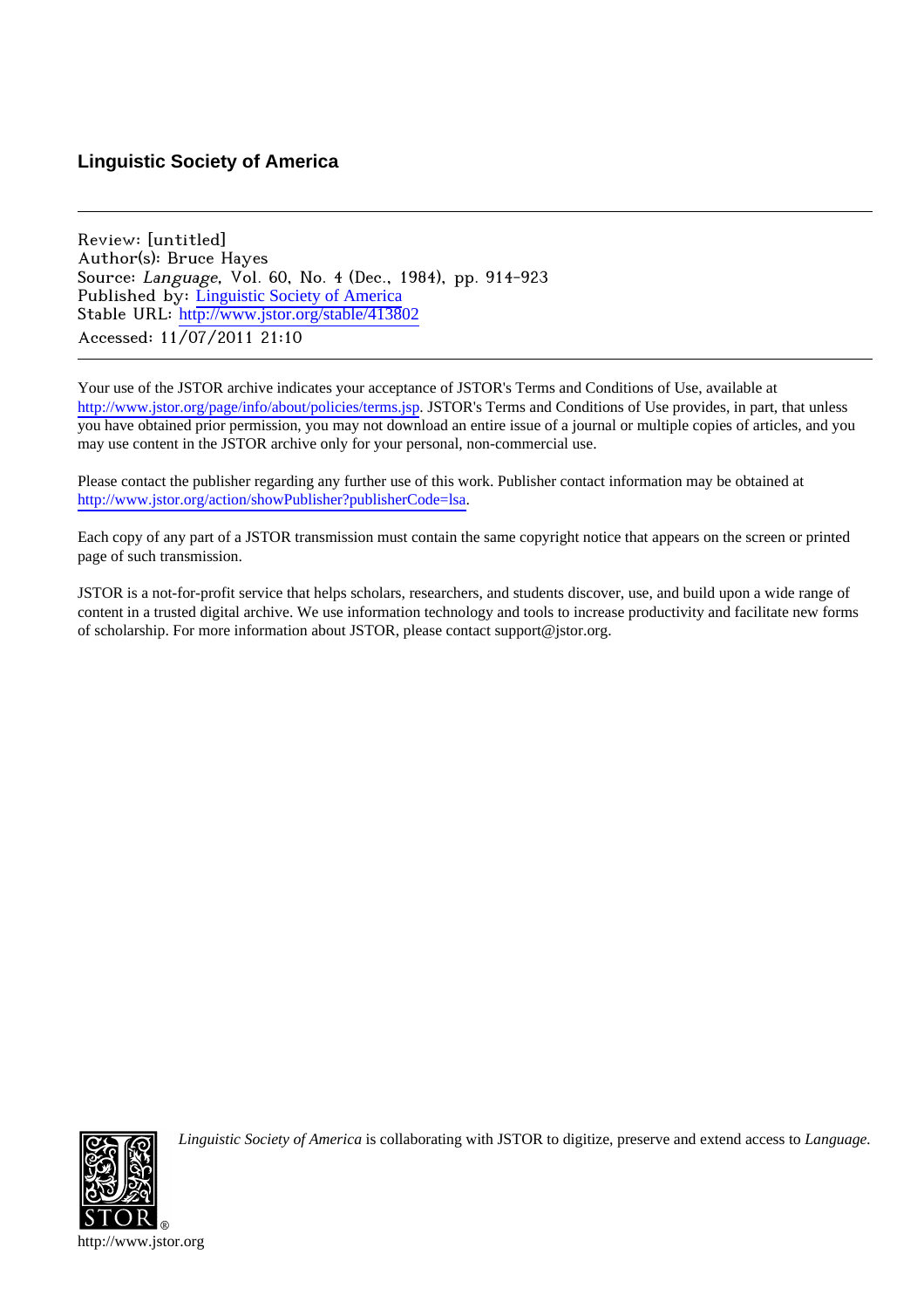# Linguistic Society of America

---

Review: [untitled]
Author(s): Bruce Hayes
Source: *Language*, Vol. 60, No. 4 (Dec., 1984), pp. 914-923
Published by: Linguistic Society of America
Stable URL: http://www.jstor.org/stable/413802
Accessed: 11/07/2011 21:10

---

Your use of the JSTOR archive indicates your acceptance of JSTOR's Terms and Conditions of Use, available at http://www.jstor.org/page/info/about/policies/terms.jsp. JSTOR's Terms and Conditions of Use provides, in part, that unless you have obtained prior permission, you may not download an entire issue of a journal or multiple copies of articles, and you may use content in the JSTOR archive only for your personal, non-commercial use.

Please contact the publisher regarding any further use of this work. Publisher contact information may be obtained at http://www.jstor.org/action/showPublisher?publisherCode=lsa.

Each copy of any part of a JSTOR transmission must contain the same copyright notice that appears on the screen or printed page of such transmission.

JSTOR is a not-for-profit service that helps scholars, researchers, and students discover, use, and build upon a wide range of content in a trusted digital archive. We use information technology and tools to increase productivity and facilitate new forms of scholarship. For more information about JSTOR, please contact support@jstor.org.

*Linguistic Society of America* is collaborating with JSTOR to digitize, preserve and extend access to *Language*.

http://www.jstor.org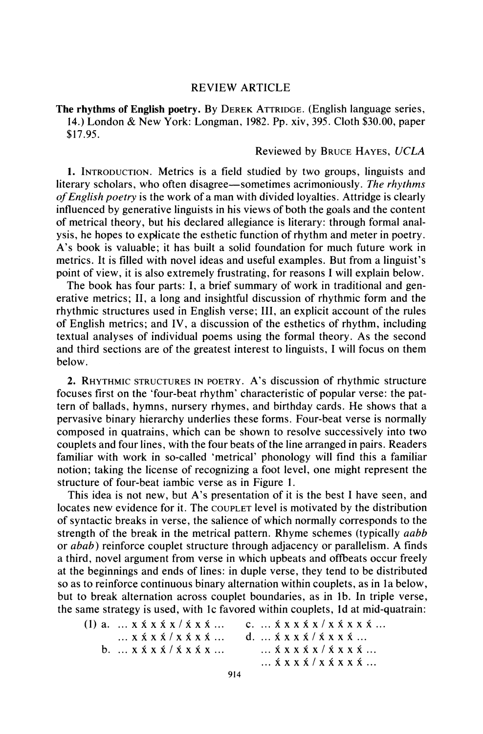# REVIEW ARTICLE

**The rhythms of English poetry.** By DEREK ATTRIDGE. (English language series, 14.) London & New York: Longman, 1982. Pp. xiv, 395. Cloth $30.00, paper $17.95.

Reviewed by BRUCE HAYES, *UCLA*

1. INTRODUCTION. Metrics is a field studied by two groups, linguists and literary scholars, who often disagree—sometimes acrimoniously. *The rhythms of English poetry* is the work of a man with divided loyalties. Attridge is clearly influenced by generative linguists in his views of both the goals and the content of metrical theory, but his declared allegiance is literary: through formal analysis, he hopes to explicate the esthetic function of rhythm and meter in poetry. A's book is valuable; it has built a solid foundation for much future work in metrics. It is filled with novel ideas and useful examples. But from a linguist's point of view, it is also extremely frustrating, for reasons I will explain below.

The book has four parts: I, a brief summary of work in traditional and generative metrics; II, a long and insightful discussion of rhythmic form and the rhythmic structures used in English verse; III, an explicit account of the rules of English metrics; and IV, a discussion of the esthetics of rhythm, including textual analyses of individual poems using the formal theory. As the second and third sections are of the greatest interest to linguists, I will focus on them below.

2. RHYTHMIC STRUCTURES IN POETRY. A's discussion of rhythmic structure focuses first on the 'four-beat rhythm' characteristic of popular verse: the pattern of ballads, hymns, nursery rhymes, and birthday cards. He shows that a pervasive binary hierarchy underlies these forms. Four-beat verse is normally composed in quatrains, which can be shown to resolve successively into two couplets and four lines, with the four beats of the line arranged in pairs. Readers familiar with work in so-called 'metrical' phonology will find this a familiar notion; taking the license of recognizing a foot level, one might represent the structure of four-beat iambic verse as in Figure 1.

This idea is not new, but A's presentation of it is the best I have seen, and locates new evidence for it. The COUPLET level is motivated by the distribution of syntactic breaks in verse, the salience of which normally corresponds to the strength of the break in the metrical pattern. Rhyme schemes (typically *aabb* or *abab*) reinforce couplet structure through adjacency or parallelism. A finds a third, novel argument from verse in which upbeats and offbeats occur freely at the beginnings and ends of lines: in duple verse, they tend to be distributed so as to reinforce continuous binary alternation within couplets, as in 1a below, but to break alternation across couplet boundaries, as in 1b. In triple verse, the same strategy is used, with 1c favored within couplets, 1d at mid-quatrain:

(1) a. ... x x́ x x́ x / x́ x x́ ...  c. ... x́ x x x́ x / x x́ x x x́ ...
  ... x x́ x x́ / x x́ x x́ ...   d. ... x́ x x x́ / x́ x x x́ ...
 b. ... x x́ x x́ / x́ x x́ x ...    ... x́ x x x́ x / x́ x x x́ ...
                   ... x́ x x x́ / x x́ x x x́ ...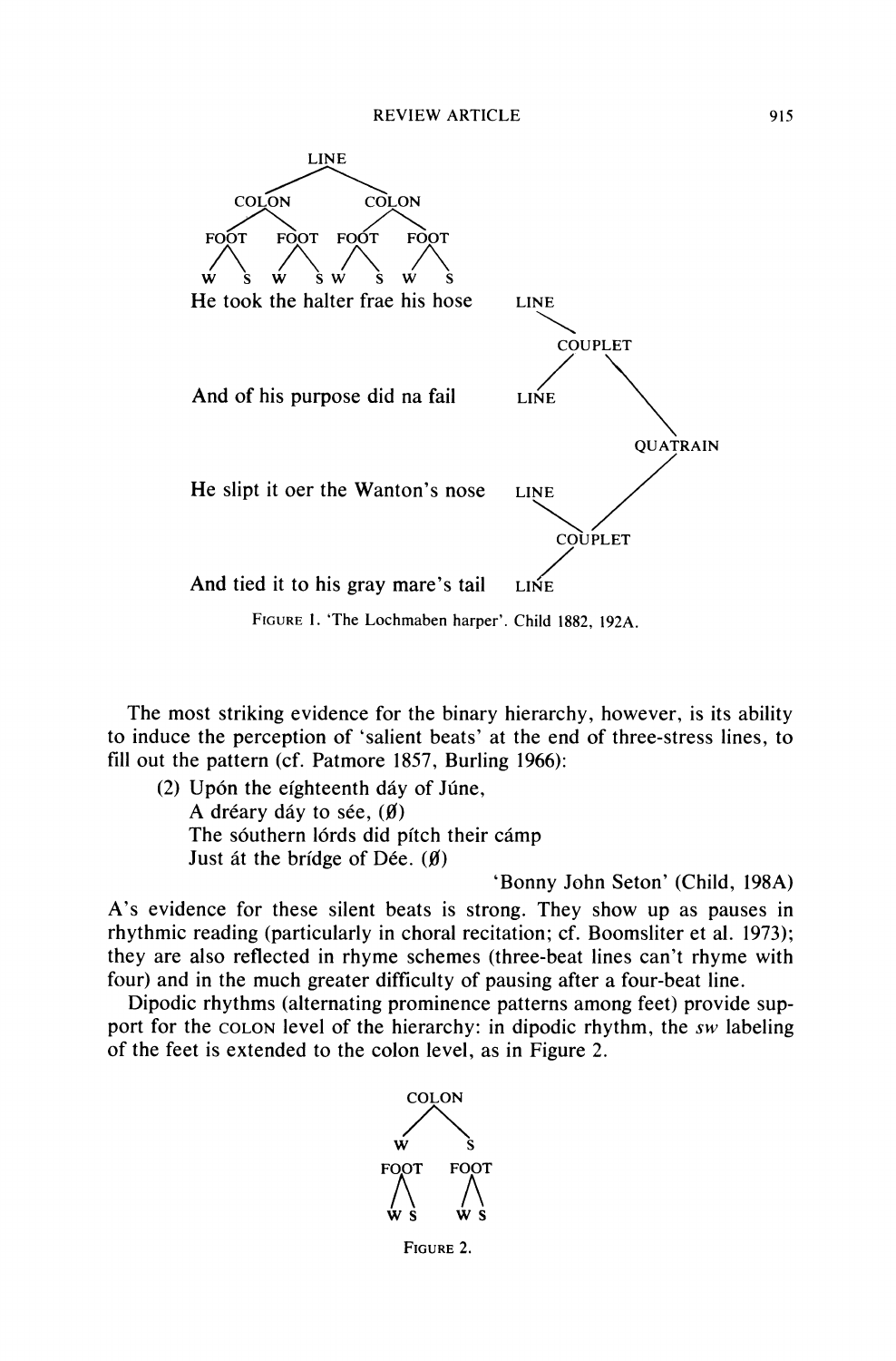LINE

COLON COLON

FOOT FOOT FOOT FOOT

W S W S W S W S

He took the halter frae his hose — LINE

COUPLET

And of his purpose did na fail — LINE

QUATRAIN

He slipt it oer the Wanton's nose — LINE

COUPLET

And tied it to his gray mare's tail — LINE

FIGURE 1. 'The Lochmaben harper'. Child 1882, 192A.

The most striking evidence for the binary hierarchy, however, is its ability to induce the perception of 'salient beats' at the end of three-stress lines, to fill out the pattern (cf. Patmore 1857, Burling 1966):

(2) Upón the eíghteenth dáy of Júne,
A dréary dáy to sée, (∅)
The sóuthern lórds did pítch their cámp
Just át the brídge of Dée. (∅)

'Bonny John Seton' (Child, 198A)

A's evidence for these silent beats is strong. They show up as pauses in rhythmic reading (particularly in choral recitation; cf. Boomsliter et al. 1973); they are also reflected in rhyme schemes (three-beat lines can't rhyme with four) and in the much greater difficulty of pausing after a four-beat line.

Dipodic rhythms (alternating prominence patterns among feet) provide support for the COLON level of the hierarchy: in dipodic rhythm, the *sw* labeling of the feet is extended to the colon level, as in Figure 2.

COLON

W S

FOOT FOOT

W S W S

FIGURE 2.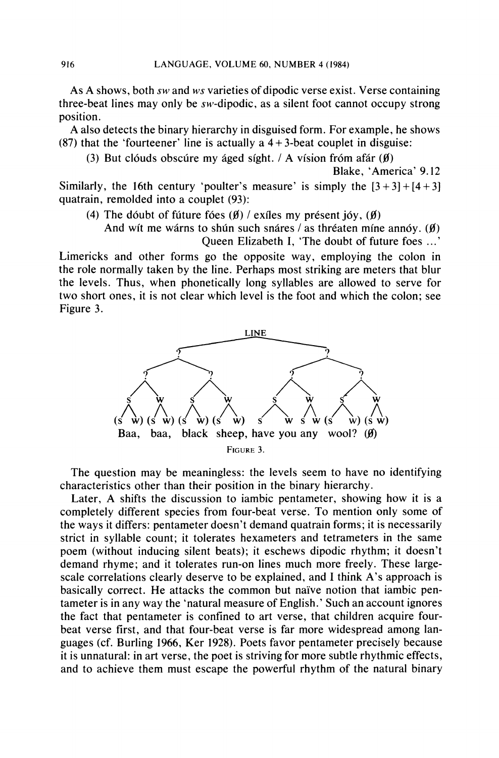As A shows, both *sw* and *ws* varieties of dipodic verse exist. Verse containing three-beat lines may only be *sw*-dipodic, as a silent foot cannot occupy strong position.

A also detects the binary hierarchy in disguised form. For example, he shows (87) that the 'fourteener' line is actually a 4 + 3-beat couplet in disguise:

(3) But clóuds obscúre my áged síght. / A vísion fróm afár (∅)
Blake, 'America' 9.12

Similarly, the 16th century 'poulter's measure' is simply the [3 + 3] + [4 + 3] quatrain, remolded into a couplet (93):

(4) The dóubt of fúture fóes (∅) / exíles my présent jóy, (∅)
And wít me wárns to shún such snáres / as thréaten míne annóy. (∅)
Queen Elizabeth I, 'The doubt of future foes ...'

Limericks and other forms go the opposite way, employing the colon in the role normally taken by the line. Perhaps most striking are meters that blur the levels. Thus, when phonetically long syllables are allowed to serve for two short ones, it is not clear which level is the foot and which the colon; see Figure 3.

```
                              LINE
              ?                               ?
        ?           ?                  ?            ?
      s   w       s   w             s    w        s   w
  (s w) (s w) (s w) (s w)          s   w s w   (s w) (s w)
  Baa,   baa,  black sheep,  have you any  wool?  (∅)
```

FIGURE 3.

The question may be meaningless: the levels seem to have no identifying characteristics other than their position in the binary hierarchy.

Later, A shifts the discussion to iambic pentameter, showing how it is a completely different species from four-beat verse. To mention only some of the ways it differs: pentameter doesn't demand quatrain forms; it is necessarily strict in syllable count; it tolerates hexameters and tetrameters in the same poem (without inducing silent beats); it eschews dipodic rhythm; it doesn't demand rhyme; and it tolerates run-on lines much more freely. These large-scale correlations clearly deserve to be explained, and I think A's approach is basically correct. He attacks the common but naïve notion that iambic pentameter is in any way the 'natural measure of English.' Such an account ignores the fact that pentameter is confined to art verse, that children acquire four-beat verse first, and that four-beat verse is far more widespread among languages (cf. Burling 1966, Ker 1928). Poets favor pentameter precisely because it is unnatural: in art verse, the poet is striving for more subtle rhythmic effects, and to achieve them must escape the powerful rhythm of the natural binary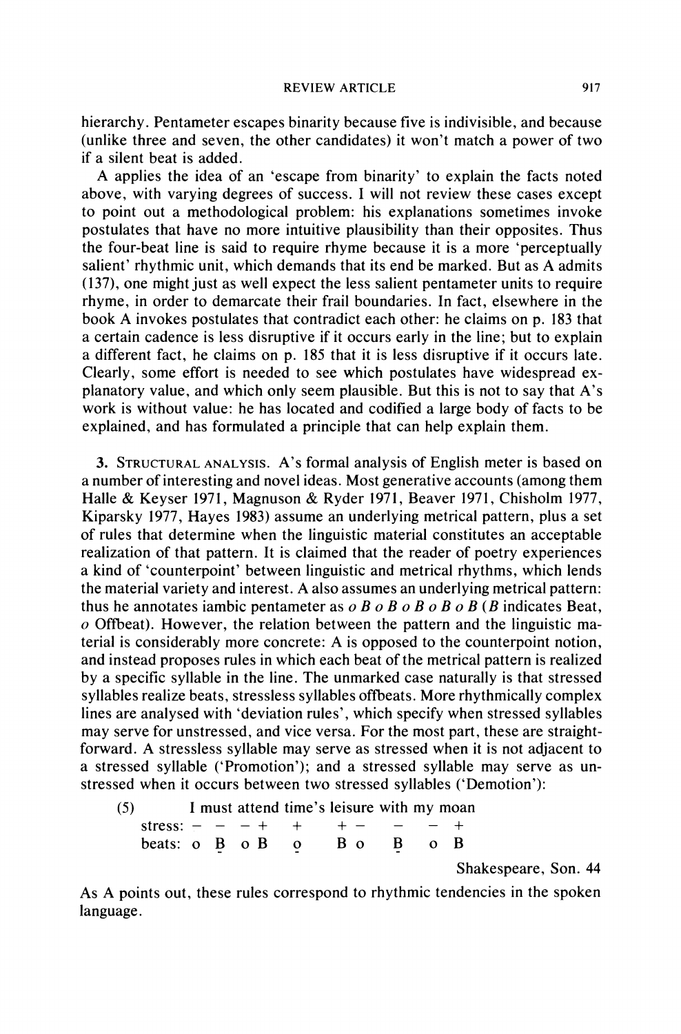hierarchy. Pentameter escapes binarity because five is indivisible, and because (unlike three and seven, the other candidates) it won't match a power of two if a silent beat is added.

A applies the idea of an 'escape from binarity' to explain the facts noted above, with varying degrees of success. I will not review these cases except to point out a methodological problem: his explanations sometimes invoke postulates that have no more intuitive plausibility than their opposites. Thus the four-beat line is said to require rhyme because it is a more 'perceptually salient' rhythmic unit, which demands that its end be marked. But as A admits (137), one might just as well expect the less salient pentameter units to require rhyme, in order to demarcate their frail boundaries. In fact, elsewhere in the book A invokes postulates that contradict each other: he claims on p. 183 that a certain cadence is less disruptive if it occurs early in the line; but to explain a different fact, he claims on p. 185 that it is less disruptive if it occurs late. Clearly, some effort is needed to see which postulates have widespread explanatory value, and which only seem plausible. But this is not to say that A's work is without value: he has located and codified a large body of facts to be explained, and has formulated a principle that can help explain them.

3. Structural analysis. A's formal analysis of English meter is based on a number of interesting and novel ideas. Most generative accounts (among them Halle & Keyser 1971, Magnuson & Ryder 1971, Beaver 1971, Chisholm 1977, Kiparsky 1977, Hayes 1983) assume an underlying metrical pattern, plus a set of rules that determine when the linguistic material constitutes an acceptable realization of that pattern. It is claimed that the reader of poetry experiences a kind of 'counterpoint' between linguistic and metrical rhythms, which lends the material variety and interest. A also assumes an underlying metrical pattern: thus he annotates iambic pentameter as *o B o B o B o B o B* (*B* indicates Beat, *o* Offbeat). However, the relation between the pattern and the linguistic material is considerably more concrete: A is opposed to the counterpoint notion, and instead proposes rules in which each beat of the metrical pattern is realized by a specific syllable in the line. The unmarked case naturally is that stressed syllables realize beats, stressless syllables offbeats. More rhythmically complex lines are analysed with 'deviation rules', which specify when stressed syllables may serve for unstressed, and vice versa. For the most part, these are straightforward. A stressless syllable may serve as stressed when it is not adjacent to a stressed syllable ('Promotion'); and a stressed syllable may serve as unstressed when it occurs between two stressed syllables ('Demotion'):

```
(5)        I must attend time's leisure with my moan
    stress: –  –   – +    +     + –     –    –  +
    beats:  o  B   o B    o     B o     B    o  B
               -          -             -
```

Shakespeare, Son. 44

As A points out, these rules correspond to rhythmic tendencies in the spoken language.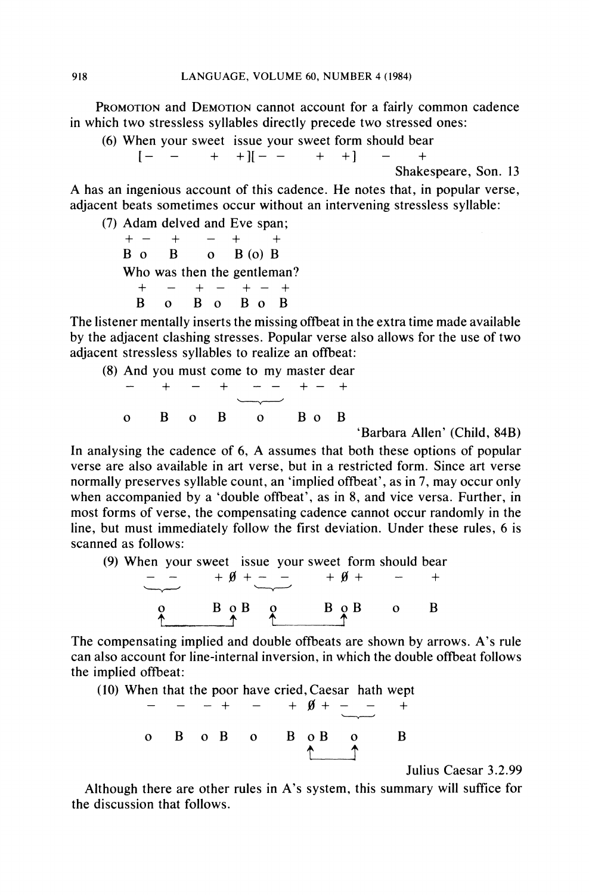PROMOTION and DEMOTION cannot account for a fairly common cadence in which two stressless syllables directly precede two stressed ones:

```
(6) When your sweet  issue your sweet form should bear
    [-    -     +  +][- -      +  +]    -     +
```

Shakespeare, Son. 13

A has an ingenious account of this cadence. He notes that, in popular verse, adjacent beats sometimes occur without an intervening stressless syllable:

```
(7) Adam delved and Eve span;
    + -    +    -   +    +
    B o    B    o   B (o) B
    Who was then the gentleman?
     +   -   +  -   +  -  +
     B   o   B  o   B  o  B
```

The listener mentally inserts the missing offbeat in the extra time made available by the adjacent clashing stresses. Popular verse also allows for the use of two adjacent stressless syllables to realize an offbeat:

```
(8) And you must come to my master dear
     -   +    -    +    -  -   + -   +
                        \_/
     o   B    o    B     o     B o   B
```

'Barbara Allen' (Child, 84B)

In analysing the cadence of 6, A assumes that both these options of popular verse are also available in art verse, but in a restricted form. Since art verse normally preserves syllable count, an 'implied offbeat', as in 7, may occur only when accompanied by a 'double offbeat', as in 8, and vice versa. Further, in most forms of verse, the compensating cadence cannot occur randomly in the line, but must immediately follow the first deviation. Under these rules, 6 is scanned as follows:

```
(9) When your sweet  issue your sweet form should bear
     -    -     + Ø +  -   -     + Ø +    -     +
     \___/          \_____/
       o        B o B   o        B o B    o     B
       ↑__________↑     ↑__________↑
```

The compensating implied and double offbeats are shown by arrows. A's rule can also account for line-internal inversion, in which the double offbeat follows the implied offbeat:

```
(10) When that the poor have cried, Caesar  hath wept
      -    -    -  +    -     + Ø +  -    -     +
                                     \___/
      o    B    o  B    o     B o B   o         B
                                ↑_____↑
```

Julius Caesar 3.2.99

Although there are other rules in A's system, this summary will suffice for the discussion that follows.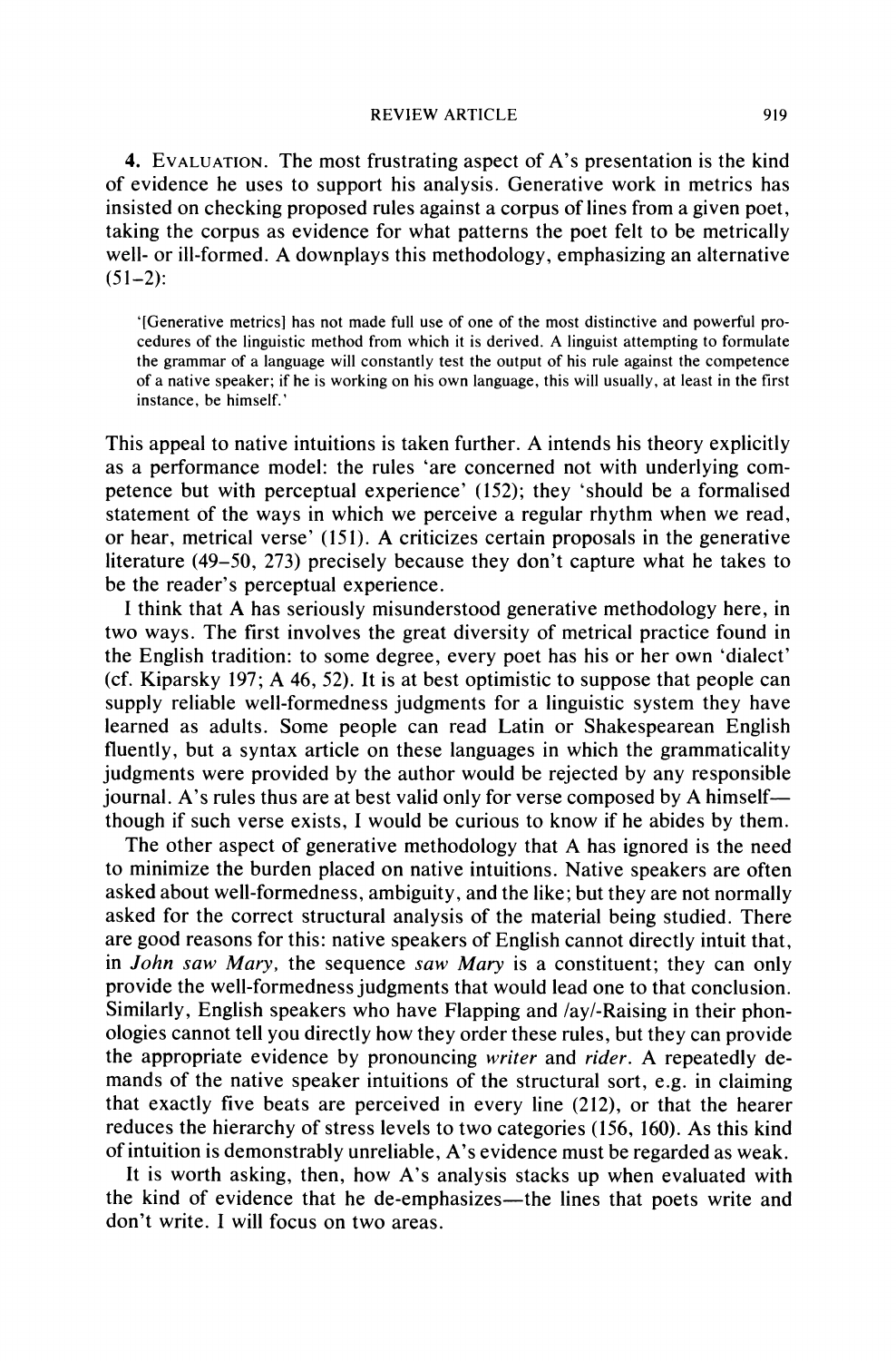**4. Evaluation.** The most frustrating aspect of A's presentation is the kind of evidence he uses to support his analysis. Generative work in metrics has insisted on checking proposed rules against a corpus of lines from a given poet, taking the corpus as evidence for what patterns the poet felt to be metrically well- or ill-formed. A downplays this methodology, emphasizing an alternative (51–2):

> '[Generative metrics] has not made full use of one of the most distinctive and powerful procedures of the linguistic method from which it is derived. A linguist attempting to formulate the grammar of a language will constantly test the output of his rule against the competence of a native speaker; if he is working on his own language, this will usually, at least in the first instance, be himself.'

This appeal to native intuitions is taken further. A intends his theory explicitly as a performance model: the rules 'are concerned not with underlying competence but with perceptual experience' (152); they 'should be a formalised statement of the ways in which we perceive a regular rhythm when we read, or hear, metrical verse' (151). A criticizes certain proposals in the generative literature (49–50, 273) precisely because they don't capture what he takes to be the reader's perceptual experience.

I think that A has seriously misunderstood generative methodology here, in two ways. The first involves the great diversity of metrical practice found in the English tradition: to some degree, every poet has his or her own 'dialect' (cf. Kiparsky 197; A 46, 52). It is at best optimistic to suppose that people can supply reliable well-formedness judgments for a linguistic system they have learned as adults. Some people can read Latin or Shakespearean English fluently, but a syntax article on these languages in which the grammaticality judgments were provided by the author would be rejected by any responsible journal. A's rules thus are at best valid only for verse composed by A himself—though if such verse exists, I would be curious to know if he abides by them.

The other aspect of generative methodology that A has ignored is the need to minimize the burden placed on native intuitions. Native speakers are often asked about well-formedness, ambiguity, and the like; but they are not normally asked for the correct structural analysis of the material being studied. There are good reasons for this: native speakers of English cannot directly intuit that, in *John saw Mary*, the sequence *saw Mary* is a constituent; they can only provide the well-formedness judgments that would lead one to that conclusion. Similarly, English speakers who have Flapping and /ay/-Raising in their phonologies cannot tell you directly how they order these rules, but they can provide the appropriate evidence by pronouncing *writer* and *rider*. A repeatedly demands of the native speaker intuitions of the structural sort, e.g. in claiming that exactly five beats are perceived in every line (212), or that the hearer reduces the hierarchy of stress levels to two categories (156, 160). As this kind of intuition is demonstrably unreliable, A's evidence must be regarded as weak.

It is worth asking, then, how A's analysis stacks up when evaluated with the kind of evidence that he de-emphasizes—the lines that poets write and don't write. I will focus on two areas.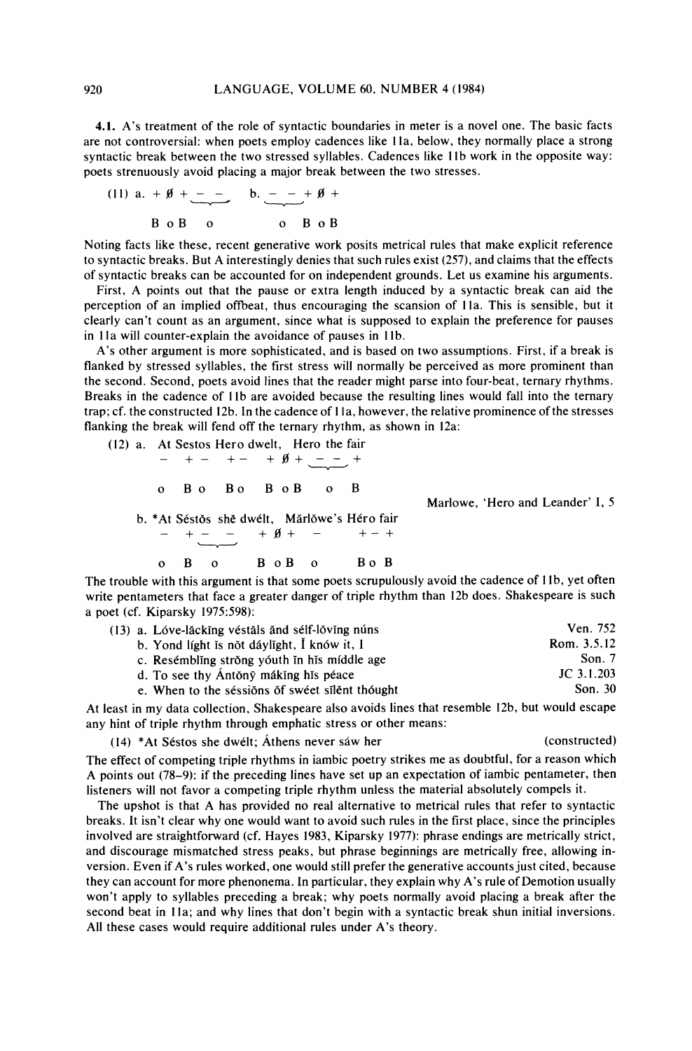4.1. A's treatment of the role of syntactic boundaries in meter is a novel one. The basic facts are not controversial: when poets employ cadences like 11a, below, they normally place a strong syntactic break between the two stressed syllables. Cadences like 11b work in the opposite way: poets strenuously avoid placing a major break between the two stresses.

```
(11) a. + ∅ + – –     b. – – + ∅ +
          └─┘            └─┘
        B o B   o        o   B o B
```

Noting facts like these, recent generative work posits metrical rules that make explicit reference to syntactic breaks. But A interestingly denies that such rules exist (257), and claims that the effects of syntactic breaks can be accounted for on independent grounds. Let us examine his arguments.

First, A points out that the pause or extra length induced by a syntactic break can aid the perception of an implied offbeat, thus encouraging the scansion of 11a. This is sensible, but it clearly can't count as an argument, since what is supposed to explain the preference for pauses in 11a will counter-explain the avoidance of pauses in 11b.

A's other argument is more sophisticated, and is based on two assumptions. First, if a break is flanked by stressed syllables, the first stress will normally be perceived as more prominent than the second. Second, poets avoid lines that the reader might parse into four-beat, ternary rhythms. Breaks in the cadence of 11b are avoided because the resulting lines would fall into the ternary trap; cf. the constructed 12b. In the cadence of 11a, however, the relative prominence of the stresses flanking the break will fend off the ternary rhythm, as shown in 12a:

```
(12) a. At Sestos Hero dwelt,  Hero the fair
        –   + –    + –    + ∅ +  – – +
                                 └─┘
        o   B o    B o    B o B   o   B
                                              Marlowe, 'Hero and Leander' I, 5
     b. *At Séstŏs shĕ dwélt,  Mărlŏwe's Héro fair
        –   + –  –     + ∅ +   –        + – +
            └──┘
        o   B    o     B o B   o        B o B
```

The trouble with this argument is that some poets scrupulously avoid the cadence of 11b, yet often write pentameters that face a greater danger of triple rhythm than 12b does. Shakespeare is such a poet (cf. Kiparsky 1975:598):

(13) a. Lóve-lăckĭng véstăls ănd sélf-lŏvĭng núns — Ven. 752
b. Yond líght ĭs nŏt dáylĭght, Ī knów it, I — Rom. 3.5.12
c. Resémblĭng strŏng yóuth ĭn hĭs míddle age — Son. 7
d. To see thy Ántŏnȳ mákĭng hĭs péace — JC 3.1.203
e. When to the séssiŏns ŏf swéet sīlĕnt thóught — Son. 30

At least in my data collection, Shakespeare also avoids lines that resemble 12b, but would escape any hint of triple rhythm through emphatic stress or other means:

(14) *At Séstos she dwélt; Áthens never sáw her (constructed)

The effect of competing triple rhythms in iambic poetry strikes me as doubtful, for a reason which A points out (78–9): if the preceding lines have set up an expectation of iambic pentameter, then listeners will not favor a competing triple rhythm unless the material absolutely compels it.

The upshot is that A has provided no real alternative to metrical rules that refer to syntactic breaks. It isn't clear why one would want to avoid such rules in the first place, since the principles involved are straightforward (cf. Hayes 1983, Kiparsky 1977): phrase endings are metrically strict, and discourage mismatched stress peaks, but phrase beginnings are metrically free, allowing inversion. Even if A's rules worked, one would still prefer the generative accounts just cited, because they can account for more phenomena. In particular, they explain why A's rule of Demotion usually won't apply to syllables preceding a break; why poets normally avoid placing a break after the second beat in 11a; and why lines that don't begin with a syntactic break shun initial inversions. All these cases would require additional rules under A's theory.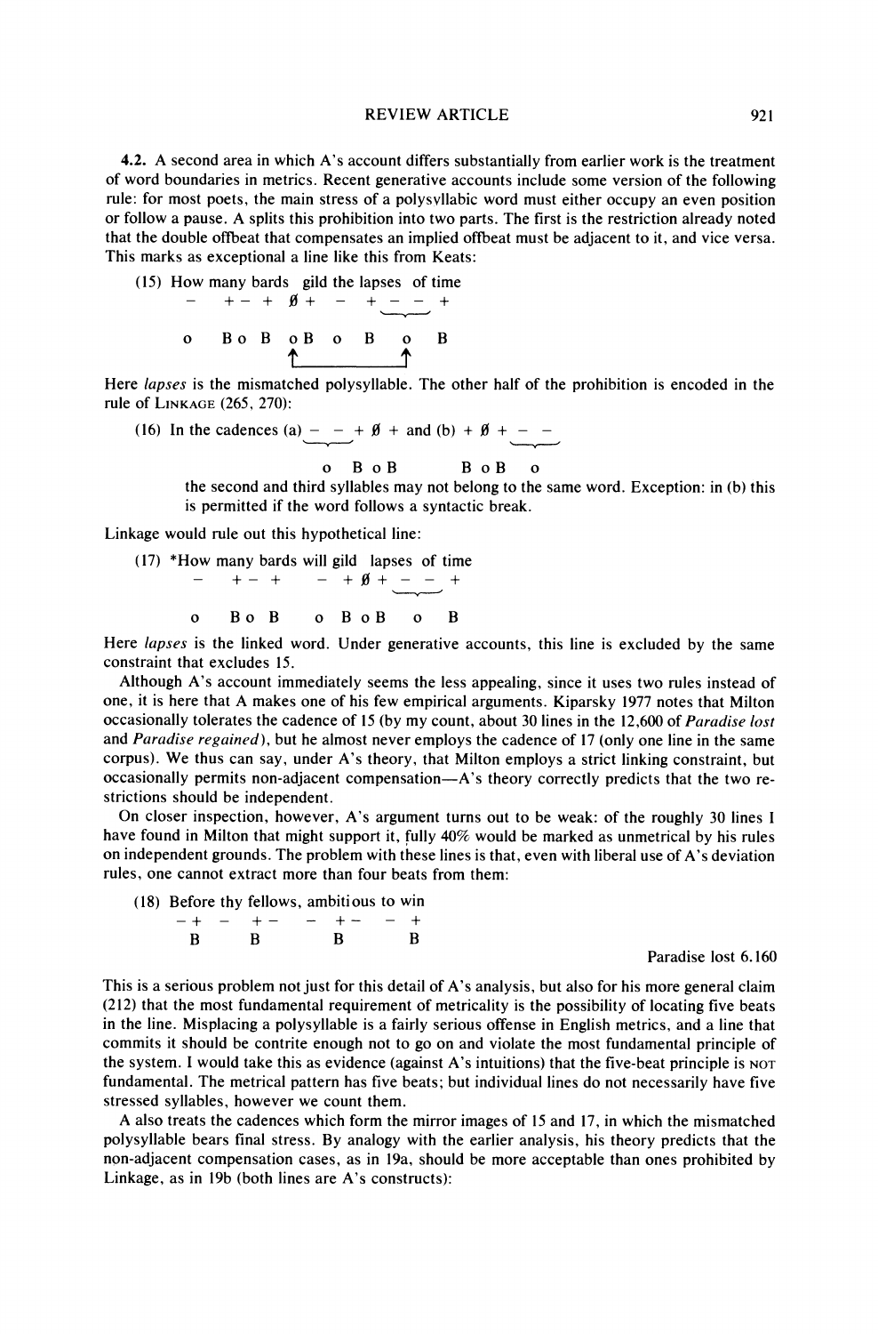4.2. A second area in which A's account differs substantially from earlier work is the treatment of word boundaries in metrics. Recent generative accounts include some version of the following rule: for most poets, the main stress of a polysyllabic word must either occupy an even position or follow a pause. A splits this prohibition into two parts. The first is the restriction already noted that the double offbeat that compensates an implied offbeat must be adjacent to it, and vice versa. This marks as exceptional a line like this from Keats:

```
(15) How many bards  gild the lapses  of time
      –     + –  +   Ø +   –   +  – –   +
      o     B o  B   o B   o   B   o    B
```

Here *lapses* is the mismatched polysyllable. The other half of the prohibition is encoded in the rule of LINKAGE (265, 270):

(16) In the cadences (a) – – + Ø + and (b) + Ø + – –
 o B o B B o B o

the second and third syllables may not belong to the same word. Exception: in (b) this is permitted if the word follows a syntactic break.

Linkage would rule out this hypothetical line:

```
(17) *How many bards will gild  lapses  of time
       –    + –  +    –  + Ø +  – –    +
       o    B o  B    o  B o B   o     B
```

Here *lapses* is the linked word. Under generative accounts, this line is excluded by the same constraint that excludes 15.

Although A's account immediately seems the less appealing, since it uses two rules instead of one, it is here that A makes one of his few empirical arguments. Kiparsky 1977 notes that Milton occasionally tolerates the cadence of 15 (by my count, about 30 lines in the 12,600 of *Paradise lost* and *Paradise regained*), but he almost never employs the cadence of 17 (only one line in the same corpus). We thus can say, under A's theory, that Milton employs a strict linking constraint, but occasionally permits non-adjacent compensation—A's theory correctly predicts that the two restrictions should be independent.

On closer inspection, however, A's argument turns out to be weak: of the roughly 30 lines I have found in Milton that might support it, fully 40% would be marked as unmetrical by his rules on independent grounds. The problem with these lines is that, even with liberal use of A's deviation rules, one cannot extract more than four beats from them:

```
(18) Before thy fellows, ambitious to win
     – +   –   + –     –  + –     –  +
       B       B          B          B
```

Paradise lost 6.160

This is a serious problem not just for this detail of A's analysis, but also for his more general claim (212) that the most fundamental requirement of metricality is the possibility of locating five beats in the line. Misplacing a polysyllable is a fairly serious offense in English metrics, and a line that commits it should be contrite enough not to go on and violate the most fundamental principle of the system. I would take this as evidence (against A's intuitions) that the five-beat principle is NOT fundamental. The metrical pattern has five beats; but individual lines do not necessarily have five stressed syllables, however we count them.

A also treats the cadences which form the mirror images of 15 and 17, in which the mismatched polysyllable bears final stress. By analogy with the earlier analysis, his theory predicts that the non-adjacent compensation cases, as in 19a, should be more acceptable than ones prohibited by Linkage, as in 19b (both lines are A's constructs):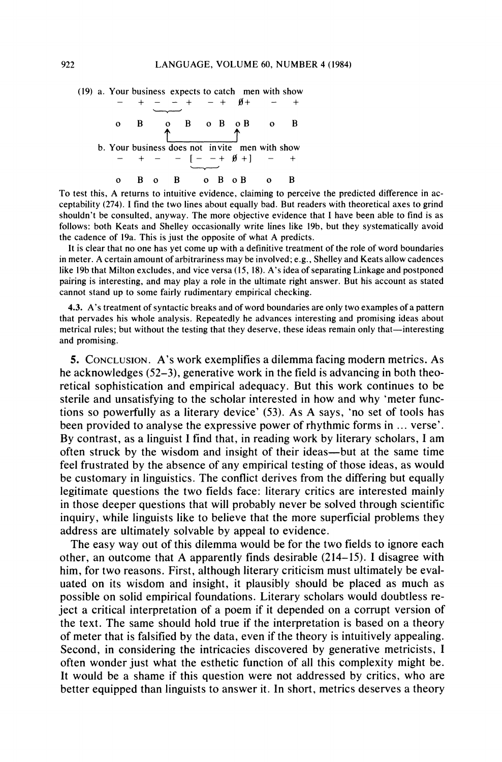(19) a. Your business expects to catch men with show

```
     -    +  -  -  +    -  +  Ø+    -    +
                 
     o    B     o   B   o  B  o B    o    B
                ↑_____________↑
```

b. Your business does not invite men with show

```
     -    +   -    -  [ -  - +  Ø +]   -    +

     o    B  o    B     o  B  o B    o    B
```

To test this, A returns to intuitive evidence, claiming to perceive the predicted difference in acceptability (274). I find the two lines about equally bad. But readers with theoretical axes to grind shouldn't be consulted, anyway. The more objective evidence that I have been able to find is as follows: both Keats and Shelley occasionally write lines like 19b, but they systematically avoid the cadence of 19a. This is just the opposite of what A predicts.

It is clear that no one has yet come up with a definitive treatment of the role of word boundaries in meter. A certain amount of arbitrariness may be involved; e.g., Shelley and Keats allow cadences like 19b that Milton excludes, and vice versa (15, 18). A's idea of separating Linkage and postponed pairing is interesting, and may play a role in the ultimate right answer. But his account as stated cannot stand up to some fairly rudimentary empirical checking.

4.3. A's treatment of syntactic breaks and of word boundaries are only two examples of a pattern that pervades his whole analysis. Repeatedly he advances interesting and promising ideas about metrical rules; but without the testing that they deserve, these ideas remain only that—interesting and promising.

5. Conclusion. A's work exemplifies a dilemma facing modern metrics. As he acknowledges (52–3), generative work in the field is advancing in both theoretical sophistication and empirical adequacy. But this work continues to be sterile and unsatisfying to the scholar interested in how and why 'meter functions so powerfully as a literary device' (53). As A says, 'no set of tools has been provided to analyse the expressive power of rhythmic forms in ... verse'. By contrast, as a linguist I find that, in reading work by literary scholars, I am often struck by the wisdom and insight of their ideas—but at the same time feel frustrated by the absence of any empirical testing of those ideas, as would be customary in linguistics. The conflict derives from the differing but equally legitimate questions the two fields face: literary critics are interested mainly in those deeper questions that will probably never be solved through scientific inquiry, while linguists like to believe that the more superficial problems they address are ultimately solvable by appeal to evidence.

The easy way out of this dilemma would be for the two fields to ignore each other, an outcome that A apparently finds desirable (214–15). I disagree with him, for two reasons. First, although literary criticism must ultimately be evaluated on its wisdom and insight, it plausibly should be placed as much as possible on solid empirical foundations. Literary scholars would doubtless reject a critical interpretation of a poem if it depended on a corrupt version of the text. The same should hold true if the interpretation is based on a theory of meter that is falsified by the data, even if the theory is intuitively appealing. Second, in considering the intricacies discovered by generative metricists, I often wonder just what the esthetic function of all this complexity might be. It would be a shame if this question were not addressed by critics, who are better equipped than linguists to answer it. In short, metrics deserves a theory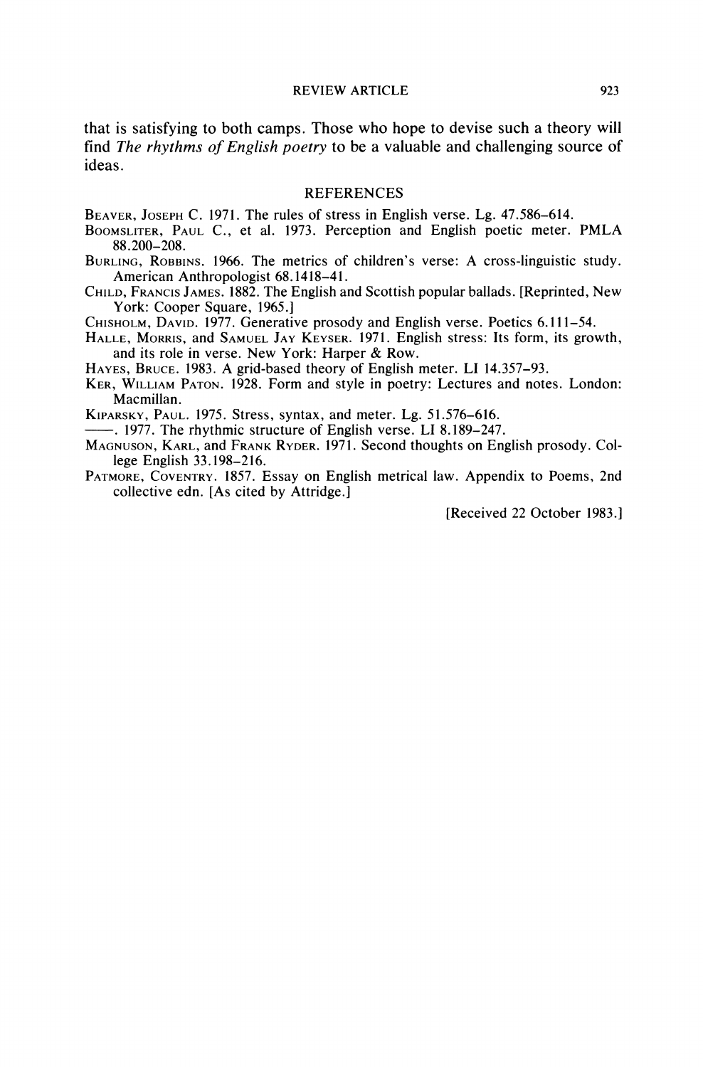that is satisfying to both camps. Those who hope to devise such a theory will find *The rhythms of English poetry* to be a valuable and challenging source of ideas.

## REFERENCES

Beaver, Joseph C. 1971. The rules of stress in English verse. Lg. 47.586–614.

Boomsliter, Paul C., et al. 1973. Perception and English poetic meter. PMLA 88.200–208.

Burling, Robbins. 1966. The metrics of children's verse: A cross-linguistic study. American Anthropologist 68.1418–41.

Child, Francis James. 1882. The English and Scottish popular ballads. [Reprinted, New York: Cooper Square, 1965.]

Chisholm, David. 1977. Generative prosody and English verse. Poetics 6.111–54.

Halle, Morris, and Samuel Jay Keyser. 1971. English stress: Its form, its growth, and its role in verse. New York: Harper & Row.

Hayes, Bruce. 1983. A grid-based theory of English meter. LI 14.357–93.

Ker, William Paton. 1928. Form and style in poetry: Lectures and notes. London: Macmillan.

Kiparsky, Paul. 1975. Stress, syntax, and meter. Lg. 51.576–616.

——. 1977. The rhythmic structure of English verse. LI 8.189–247.

Magnuson, Karl, and Frank Ryder. 1971. Second thoughts on English prosody. College English 33.198–216.

Patmore, Coventry. 1857. Essay on English metrical law. Appendix to Poems, 2nd collective edn. [As cited by Attridge.]

[Received 22 October 1983.]